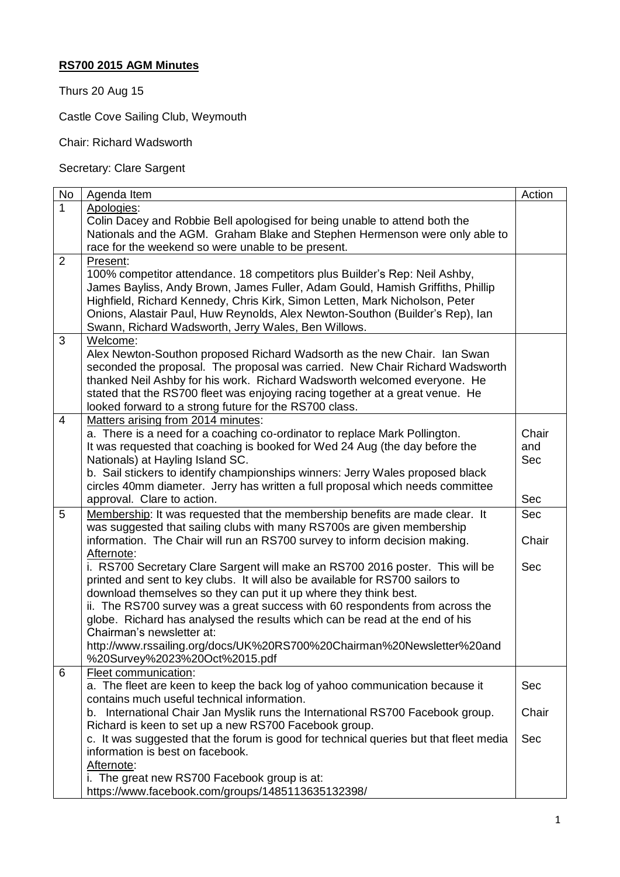**RS700 2015 AGM Minutes**

Thurs 20 Aug 15

Castle Cove Sailing Club, Weymouth

Chair: Richard Wadsworth

Secretary: Clare Sargent

| No | Agenda Item | Action |
|---|---|---|
| 1 | Apologies:<br>Colin Dacey and Robbie Bell apologised for being unable to attend both the Nationals and the AGM. Graham Blake and Stephen Hermenson were only able to race for the weekend so were unable to be present. | |
| 2 | Present:<br>100% competitor attendance. 18 competitors plus Builder's Rep: Neil Ashby, James Bayliss, Andy Brown, James Fuller, Adam Gould, Hamish Griffiths, Phillip Highfield, Richard Kennedy, Chris Kirk, Simon Letten, Mark Nicholson, Peter Onions, Alastair Paul, Huw Reynolds, Alex Newton-Southon (Builder's Rep), Ian Swann, Richard Wadsworth, Jerry Wales, Ben Willows. | |
| 3 | Welcome:<br>Alex Newton-Southon proposed Richard Wadsorth as the new Chair. Ian Swan seconded the proposal. The proposal was carried. New Chair Richard Wadsworth thanked Neil Ashby for his work. Richard Wadsworth welcomed everyone. He stated that the RS700 fleet was enjoying racing together at a great venue. He looked forward to a strong future for the RS700 class. | |
| 4 | Matters arising from 2014 minutes:<br>a. There is a need for a coaching co-ordinator to replace Mark Pollington. It was requested that coaching is booked for Wed 24 Aug (the day before the Nationals) at Hayling Island SC.<br>b. Sail stickers to identify championships winners: Jerry Wales proposed black circles 40mm diameter. Jerry has written a full proposal which needs committee approval. Clare to action. | Chair and Sec<br><br>Sec |
| 5 | Membership: It was requested that the membership benefits are made clear. It was suggested that sailing clubs with many RS700s are given membership information. The Chair will run an RS700 survey to inform decision making.<br>Afternote:<br>i. RS700 Secretary Clare Sargent will make an RS700 2016 poster. This will be printed and sent to key clubs. It will also be available for RS700 sailors to download themselves so they can put it up where they think best.<br>ii. The RS700 survey was a great success with 60 respondents from across the globe. Richard has analysed the results which can be read at the end of his Chairman's newsletter at:<br>http://www.rssailing.org/docs/UK%20RS700%20Chairman%20Newsletter%20and%20Survey%2023%20Oct%2015.pdf | Sec<br><br>Chair<br><br>Sec |
| 6 | Fleet communication:<br>a. The fleet are keen to keep the back log of yahoo communication because it contains much useful technical information.<br>b. International Chair Jan Myslik runs the International RS700 Facebook group. Richard is keen to set up a new RS700 Facebook group.<br>c. It was suggested that the forum is good for technical queries but that fleet media information is best on facebook.<br>Afternote:<br>i. The great new RS700 Facebook group is at:<br>https://www.facebook.com/groups/1485113635132398/ | Sec<br><br>Chair<br><br>Sec |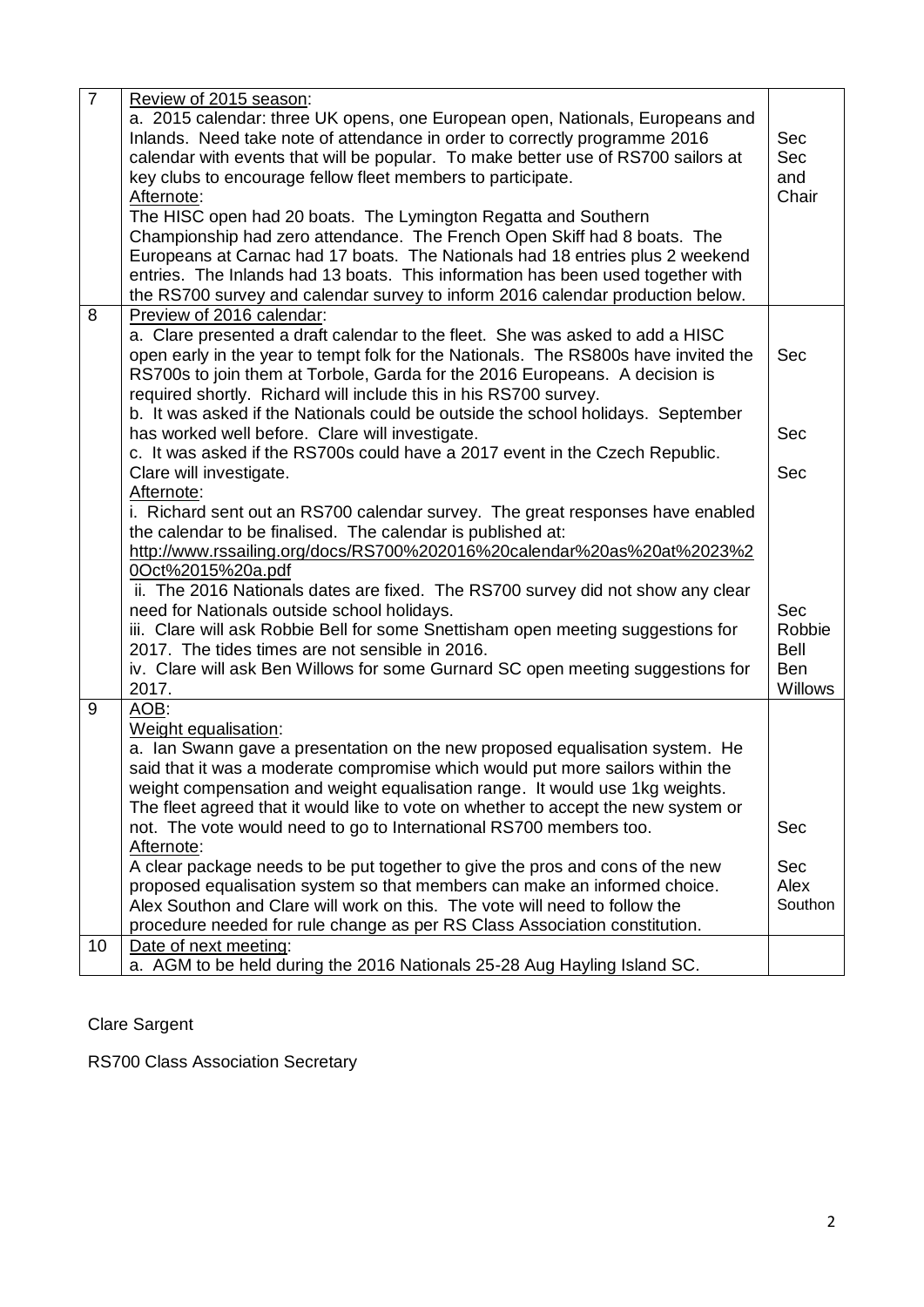| | | |
|---|---|---|
| 7 | <u>Review of 2015 season</u>:<br>a. 2015 calendar: three UK opens, one European open, Nationals, Europeans and Inlands. Need take note of attendance in order to correctly programme 2016 calendar with events that will be popular. To make better use of RS700 sailors at key clubs to encourage fellow fleet members to participate.<br><u>Afternote</u>:<br>The HISC open had 20 boats. The Lymington Regatta and Southern Championship had zero attendance. The French Open Skiff had 8 boats. The Europeans at Carnac had 17 boats. The Nationals had 18 entries plus 2 weekend entries. The Inlands had 13 boats. This information has been used together with the RS700 survey and calendar survey to inform 2016 calendar production below. | Sec<br>Sec<br>and<br>Chair |
| 8 | <u>Preview of 2016 calendar</u>:<br>a. Clare presented a draft calendar to the fleet. She was asked to add a HISC open early in the year to tempt folk for the Nationals. The RS800s have invited the RS700s to join them at Torbole, Garda for the 2016 Europeans. A decision is required shortly. Richard will include this in his RS700 survey.<br>b. It was asked if the Nationals could be outside the school holidays. September has worked well before. Clare will investigate.<br>c. It was asked if the RS700s could have a 2017 event in the Czech Republic. Clare will investigate.<br><u>Afternote</u>:<br>i. Richard sent out an RS700 calendar survey. The great responses have enabled the calendar to be finalised. The calendar is published at: http://www.rssailing.org/docs/RS700%202016%20calendar%20as%20at%2023%20Oct%2015%20a.pdf<br>ii. The 2016 Nationals dates are fixed. The RS700 survey did not show any clear need for Nationals outside school holidays.<br>iii. Clare will ask Robbie Bell for some Snettisham open meeting suggestions for 2017. The tides times are not sensible in 2016.<br>iv. Clare will ask Ben Willows for some Gurnard SC open meeting suggestions for 2017. | Sec<br><br>Sec<br><br>Sec<br><br>Sec<br>Robbie<br>Bell<br>Ben<br>Willows |
| 9 | <u>AOB</u>:<br><u>Weight equalisation</u>:<br>a. Ian Swann gave a presentation on the new proposed equalisation system. He said that it was a moderate compromise which would put more sailors within the weight compensation and weight equalisation range. It would use 1kg weights. The fleet agreed that it would like to vote on whether to accept the new system or not. The vote would need to go to International RS700 members too.<br><u>Afternote</u>:<br>A clear package needs to be put together to give the pros and cons of the new proposed equalisation system so that members can make an informed choice. Alex Southon and Clare will work on this. The vote will need to follow the procedure needed for rule change as per RS Class Association constitution. | Sec<br><br>Sec<br>Alex<br>Southon |
| 10 | <u>Date of next meeting</u>:<br>a. AGM to be held during the 2016 Nationals 25-28 Aug Hayling Island SC. | |

Clare Sargent

RS700 Class Association Secretary